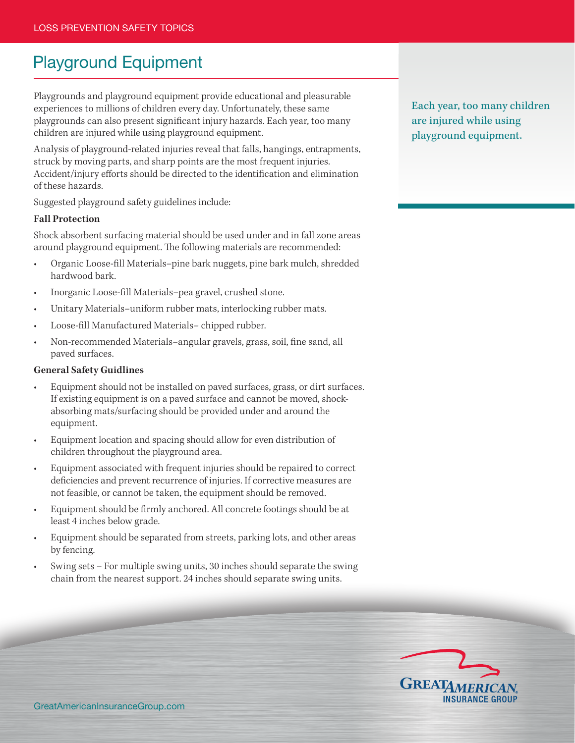# Playground Equipment

Playgrounds and playground equipment provide educational and pleasurable experiences to millions of children every day. Unfortunately, these same playgrounds can also present significant injury hazards. Each year, too many children are injured while using playground equipment.

Each year, too many children are injured while using playground equipment.

Analysis of playground-related injuries reveal that falls, hangings, entrapments, struck by moving parts, and sharp points are the most frequent injuries. Accident/injury efforts should be directed to the identification and elimination of these hazards.

Suggested playground safety guidelines include:

**Fall Protection**

Shock absorbent surfacing material should be used under and in fall zone areas around playground equipment. The following materials are recommended:

- Organic Loose-fill Materials–pine bark nuggets, pine bark mulch, shredded hardwood bark.
- Inorganic Loose-fill Materials–pea gravel, crushed stone.
- Unitary Materials–uniform rubber mats, interlocking rubber mats.
- Loose-fill Manufactured Materials– chipped rubber.
- Non-recommended Materials–angular gravels, grass, soil, fine sand, all paved surfaces.

**General Safety Guidlines**

- Equipment should not be installed on paved surfaces, grass, or dirt surfaces. If existing equipment is on a paved surface and cannot be moved, shock-absorbing mats/surfacing should be provided under and around the equipment.
- Equipment location and spacing should allow for even distribution of children throughout the playground area.
- Equipment associated with frequent injuries should be repaired to correct deficiencies and prevent recurrence of injuries. If corrective measures are not feasible, or cannot be taken, the equipment should be removed.
- Equipment should be firmly anchored. All concrete footings should be at least 4 inches below grade.
- Equipment should be separated from streets, parking lots, and other areas by fencing.
- Swing sets – For multiple swing units, 30 inches should separate the swing chain from the nearest support. 24 inches should separate swing units.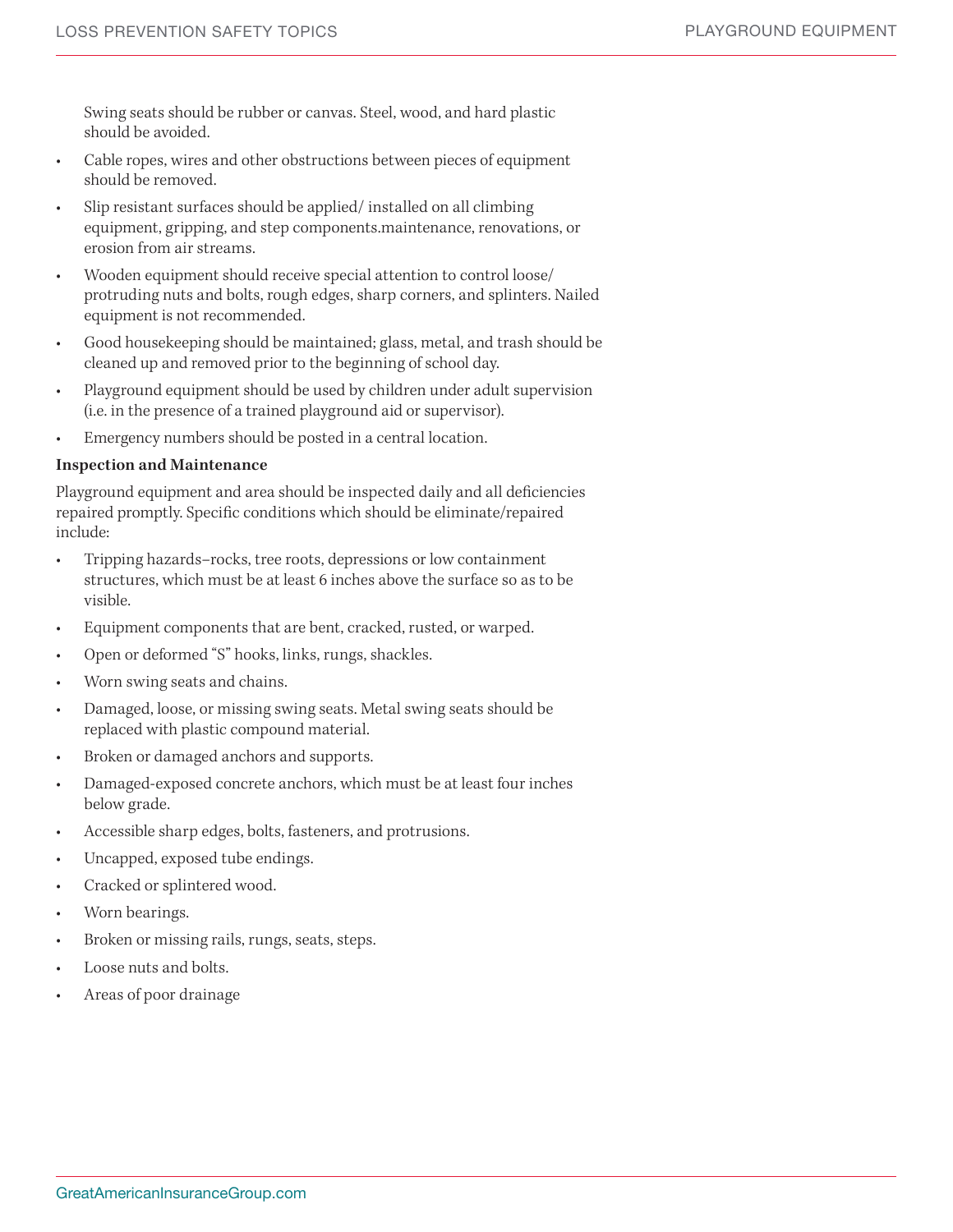Swing seats should be rubber or canvas. Steel, wood, and hard plastic should be avoided.

- Cable ropes, wires and other obstructions between pieces of equipment should be removed.
- Slip resistant surfaces should be applied/ installed on all climbing equipment, gripping, and step components.maintenance, renovations, or erosion from air streams.
- Wooden equipment should receive special attention to control loose/ protruding nuts and bolts, rough edges, sharp corners, and splinters. Nailed equipment is not recommended.
- Good housekeeping should be maintained; glass, metal, and trash should be cleaned up and removed prior to the beginning of school day.
- Playground equipment should be used by children under adult supervision (i.e. in the presence of a trained playground aid or supervisor).
- Emergency numbers should be posted in a central location.

**Inspection and Maintenance**

Playground equipment and area should be inspected daily and all deficiencies repaired promptly. Specific conditions which should be eliminate/repaired include:

- Tripping hazards–rocks, tree roots, depressions or low containment structures, which must be at least 6 inches above the surface so as to be visible.
- Equipment components that are bent, cracked, rusted, or warped.
- Open or deformed "S" hooks, links, rungs, shackles.
- Worn swing seats and chains.
- Damaged, loose, or missing swing seats. Metal swing seats should be replaced with plastic compound material.
- Broken or damaged anchors and supports.
- Damaged-exposed concrete anchors, which must be at least four inches below grade.
- Accessible sharp edges, bolts, fasteners, and protrusions.
- Uncapped, exposed tube endings.
- Cracked or splintered wood.
- Worn bearings.
- Broken or missing rails, rungs, seats, steps.
- Loose nuts and bolts.
- Areas of poor drainage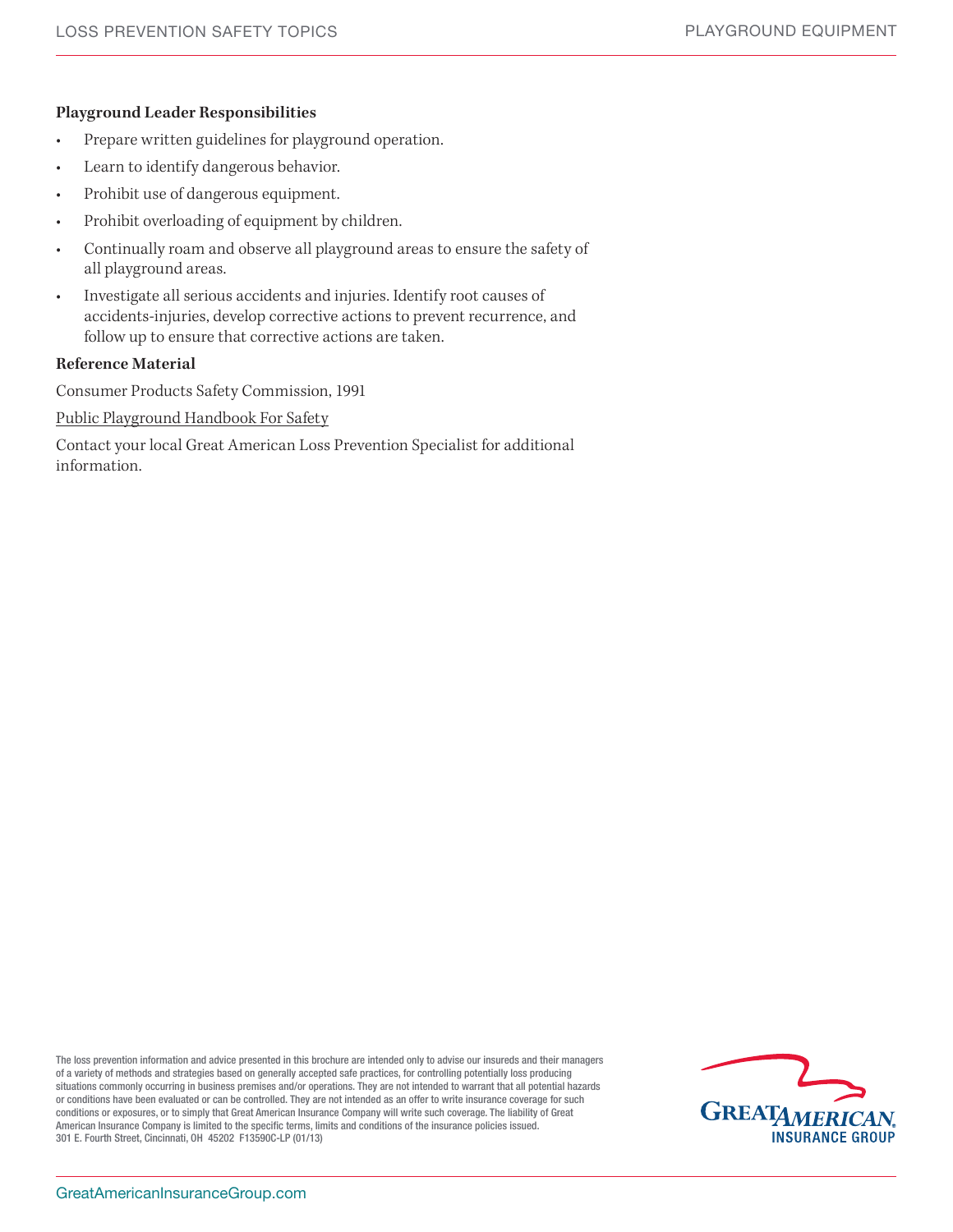**Playground Leader Responsibilities**

- Prepare written guidelines for playground operation.
- Learn to identify dangerous behavior.
- Prohibit use of dangerous equipment.
- Prohibit overloading of equipment by children.
- Continually roam and observe all playground areas to ensure the safety of all playground areas.
- Investigate all serious accidents and injuries. Identify root causes of accidents-injuries, develop corrective actions to prevent recurrence, and follow up to ensure that corrective actions are taken.

**Reference Material**

Consumer Products Safety Commission, 1991

Public Playground Handbook For Safety

Contact your local Great American Loss Prevention Specialist for additional information.

The loss prevention information and advice presented in this brochure are intended only to advise our insureds and their managers of a variety of methods and strategies based on generally accepted safe practices, for controlling potentially loss producing situations commonly occurring in business premises and/or operations. They are not intended to warrant that all potential hazards or conditions have been evaluated or can be controlled. They are not intended as an offer to write insurance coverage for such conditions or exposures, or to simply that Great American Insurance Company will write such coverage. The liability of Great American Insurance Company is limited to the specific terms, limits and conditions of the insurance policies issued.
301 E. Fourth Street, Cincinnati, OH 45202 F13590C-LP (01/13)

GREAT AMERICAN INSURANCE GROUP

GreatAmericanInsuranceGroup.com